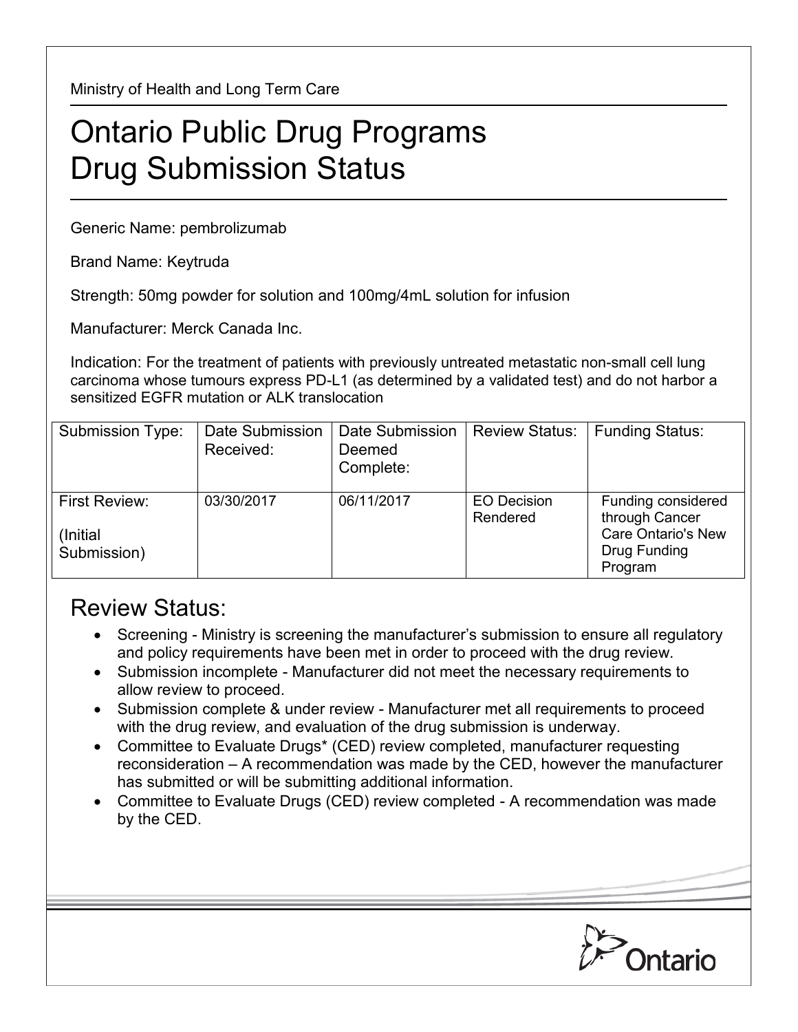Ministry of Health and Long Term Care

# Ontario Public Drug Programs
# Drug Submission Status

Generic Name: pembrolizumab

Brand Name: Keytruda

Strength: 50mg powder for solution and 100mg/4mL solution for infusion

Manufacturer: Merck Canada Inc.

Indication: For the treatment of patients with previously untreated metastatic non-small cell lung carcinoma whose tumours express PD-L1 (as determined by a validated test) and do not harbor a sensitized EGFR mutation or ALK translocation

| Submission Type: | Date Submission Received: | Date Submission Deemed Complete: | Review Status: | Funding Status: |
|---|---|---|---|---|
| First Review: (Initial Submission) | 03/30/2017 | 06/11/2017 | EO Decision Rendered | Funding considered through Cancer Care Ontario's New Drug Funding Program |

## Review Status:

- Screening - Ministry is screening the manufacturer's submission to ensure all regulatory and policy requirements have been met in order to proceed with the drug review.
- Submission incomplete - Manufacturer did not meet the necessary requirements to allow review to proceed.
- Submission complete & under review - Manufacturer met all requirements to proceed with the drug review, and evaluation of the drug submission is underway.
- Committee to Evaluate Drugs* (CED) review completed, manufacturer requesting reconsideration – A recommendation was made by the CED, however the manufacturer has submitted or will be submitting additional information.
- Committee to Evaluate Drugs (CED) review completed - A recommendation was made by the CED.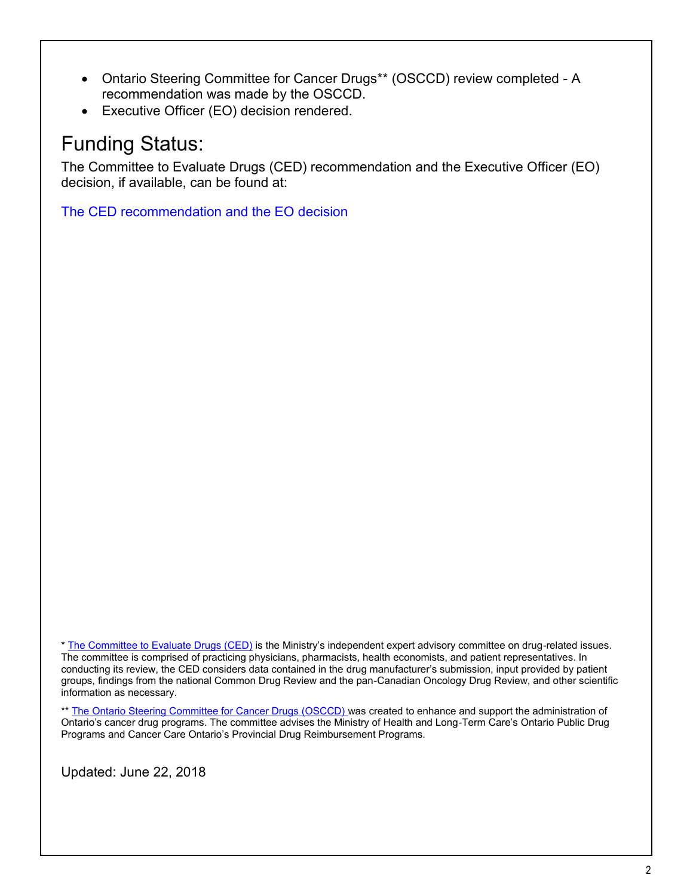- Ontario Steering Committee for Cancer Drugs** (OSCCD) review completed - A recommendation was made by the OSCCD.
- Executive Officer (EO) decision rendered.

## Funding Status:

The Committee to Evaluate Drugs (CED) recommendation and the Executive Officer (EO) decision, if available, can be found at:

The CED recommendation and the EO decision

* The Committee to Evaluate Drugs (CED) is the Ministry's independent expert advisory committee on drug-related issues. The committee is comprised of practicing physicians, pharmacists, health economists, and patient representatives. In conducting its review, the CED considers data contained in the drug manufacturer's submission, input provided by patient groups, findings from the national Common Drug Review and the pan-Canadian Oncology Drug Review, and other scientific information as necessary.

** The Ontario Steering Committee for Cancer Drugs (OSCCD) was created to enhance and support the administration of Ontario's cancer drug programs. The committee advises the Ministry of Health and Long-Term Care's Ontario Public Drug Programs and Cancer Care Ontario's Provincial Drug Reimbursement Programs.

Updated: June 22, 2018